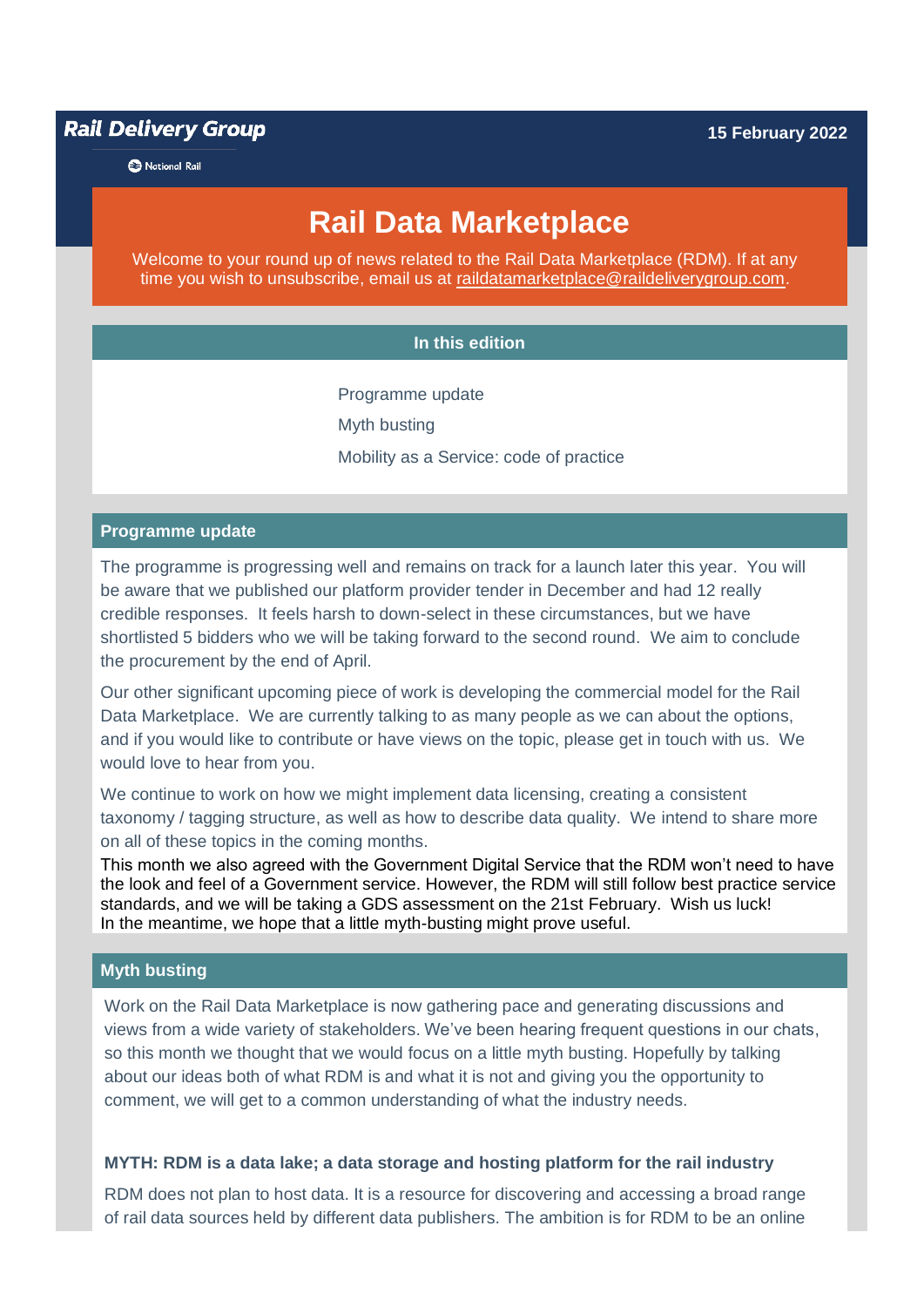**Rail Delivery Group**

National Rail

15 February 2022

# Rail Data Marketplace

Welcome to your round up of news related to the Rail Data Marketplace (RDM). If at any time you wish to unsubscribe, email us at raildatamarketplace@raildeliverygroup.com.

**In this edition**

- Programme update
- Myth busting
- Mobility as a Service: code of practice

## Programme update

The programme is progressing well and remains on track for a launch later this year. You will be aware that we published our platform provider tender in December and had 12 really credible responses. It feels harsh to down-select in these circumstances, but we have shortlisted 5 bidders who we will be taking forward to the second round. We aim to conclude the procurement by the end of April.

Our other significant upcoming piece of work is developing the commercial model for the Rail Data Marketplace. We are currently talking to as many people as we can about the options, and if you would like to contribute or have views on the topic, please get in touch with us. We would love to hear from you.

We continue to work on how we might implement data licensing, creating a consistent taxonomy / tagging structure, as well as how to describe data quality. We intend to share more on all of these topics in the coming months.

This month we also agreed with the Government Digital Service that the RDM won't need to have the look and feel of a Government service. However, the RDM will still follow best practice service standards, and we will be taking a GDS assessment on the 21st February. Wish us luck!
In the meantime, we hope that a little myth-busting might prove useful.

## Myth busting

Work on the Rail Data Marketplace is now gathering pace and generating discussions and views from a wide variety of stakeholders. We've been hearing frequent questions in our chats, so this month we thought that we would focus on a little myth busting. Hopefully by talking about our ideas both of what RDM is and what it is not and giving you the opportunity to comment, we will get to a common understanding of what the industry needs.

**MYTH: RDM is a data lake; a data storage and hosting platform for the rail industry**

RDM does not plan to host data. It is a resource for discovering and accessing a broad range of rail data sources held by different data publishers. The ambition is for RDM to be an online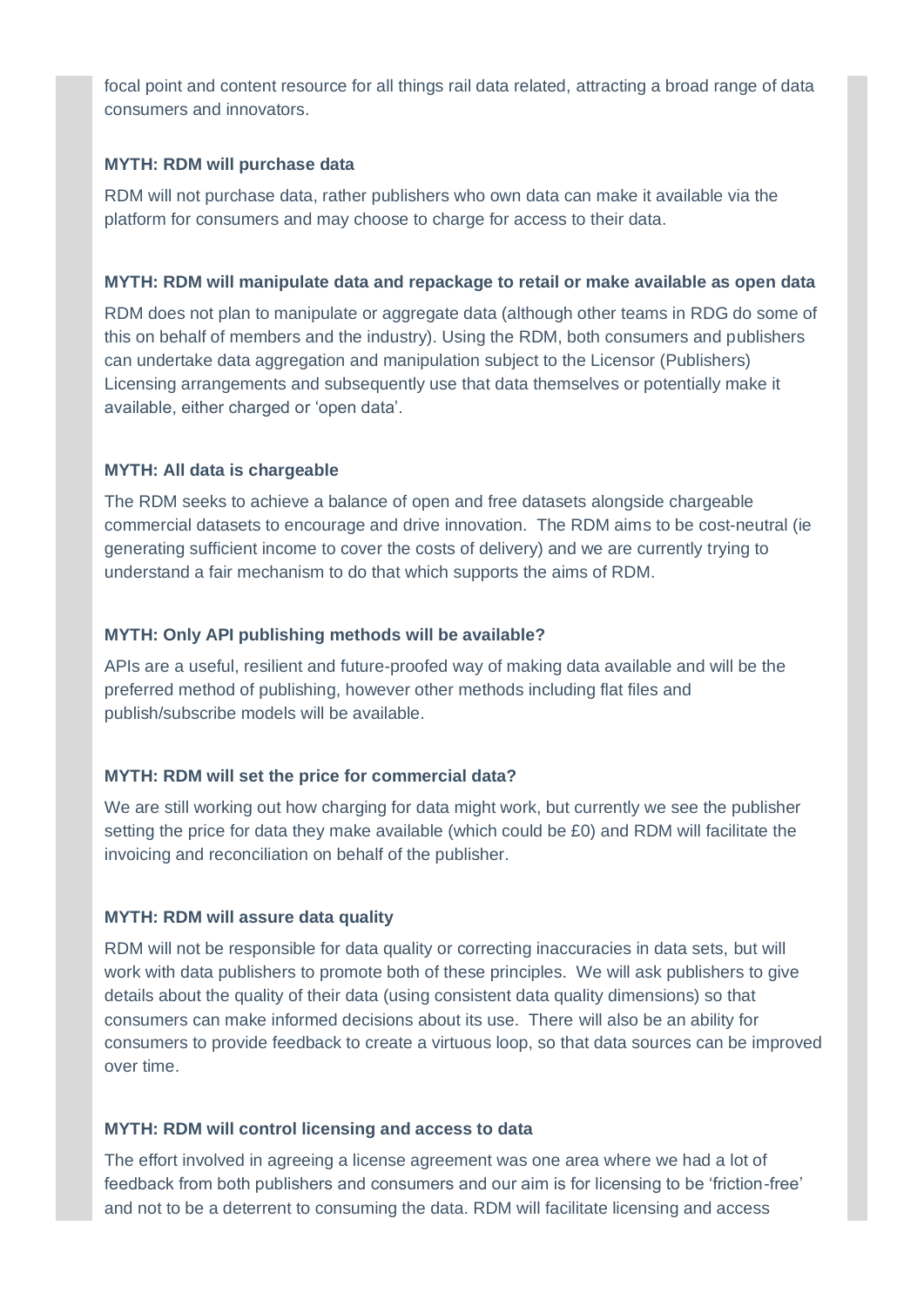focal point and content resource for all things rail data related, attracting a broad range of data consumers and innovators.

**MYTH: RDM will purchase data**

RDM will not purchase data, rather publishers who own data can make it available via the platform for consumers and may choose to charge for access to their data.

**MYTH: RDM will manipulate data and repackage to retail or make available as open data**

RDM does not plan to manipulate or aggregate data (although other teams in RDG do some of this on behalf of members and the industry). Using the RDM, both consumers and publishers can undertake data aggregation and manipulation subject to the Licensor (Publishers) Licensing arrangements and subsequently use that data themselves or potentially make it available, either charged or 'open data'.

**MYTH: All data is chargeable**

The RDM seeks to achieve a balance of open and free datasets alongside chargeable commercial datasets to encourage and drive innovation. The RDM aims to be cost-neutral (ie generating sufficient income to cover the costs of delivery) and we are currently trying to understand a fair mechanism to do that which supports the aims of RDM.

**MYTH: Only API publishing methods will be available?**

APIs are a useful, resilient and future-proofed way of making data available and will be the preferred method of publishing, however other methods including flat files and publish/subscribe models will be available.

**MYTH: RDM will set the price for commercial data?**

We are still working out how charging for data might work, but currently we see the publisher setting the price for data they make available (which could be £0) and RDM will facilitate the invoicing and reconciliation on behalf of the publisher.

**MYTH: RDM will assure data quality**

RDM will not be responsible for data quality or correcting inaccuracies in data sets, but will work with data publishers to promote both of these principles. We will ask publishers to give details about the quality of their data (using consistent data quality dimensions) so that consumers can make informed decisions about its use. There will also be an ability for consumers to provide feedback to create a virtuous loop, so that data sources can be improved over time.

**MYTH: RDM will control licensing and access to data**

The effort involved in agreeing a license agreement was one area where we had a lot of feedback from both publishers and consumers and our aim is for licensing to be 'friction-free' and not to be a deterrent to consuming the data. RDM will facilitate licensing and access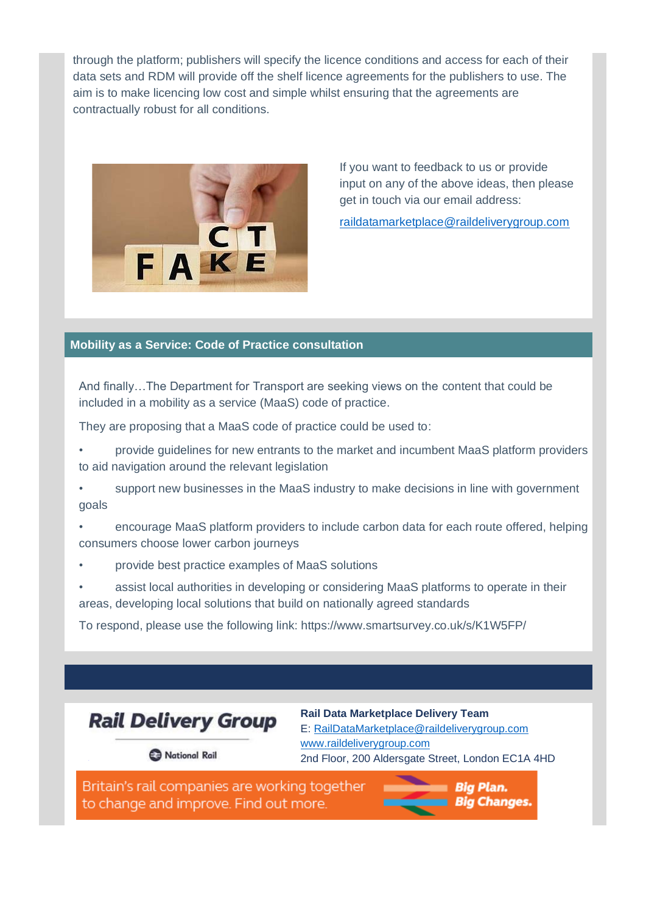through the platform; publishers will specify the licence conditions and access for each of their data sets and RDM will provide off the shelf licence agreements for the publishers to use. The aim is to make licencing low cost and simple whilst ensuring that the agreements are contractually robust for all conditions.

If you want to feedback to us or provide input on any of the above ideas, then please get in touch via our email address:

raildatamarketplace@raildeliverygroup.com

## Mobility as a Service: Code of Practice consultation

And finally…The Department for Transport are seeking views on the content that could be included in a mobility as a service (MaaS) code of practice.

They are proposing that a MaaS code of practice could be used to:

- provide guidelines for new entrants to the market and incumbent MaaS platform providers to aid navigation around the relevant legislation
- support new businesses in the MaaS industry to make decisions in line with government goals
- encourage MaaS platform providers to include carbon data for each route offered, helping consumers choose lower carbon journeys
- provide best practice examples of MaaS solutions
- assist local authorities in developing or considering MaaS platforms to operate in their areas, developing local solutions that build on nationally agreed standards

To respond, please use the following link: https://www.smartsurvey.co.uk/s/K1W5FP/

**Rail Data Marketplace Delivery Team**
E: RailDataMarketplace@raildeliverygroup.com
www.raildeliverygroup.com
2nd Floor, 200 Aldersgate Street, London EC1A 4HD

Britain's rail companies are working together to change and improve. Find out more. Big Plan. Big Changes.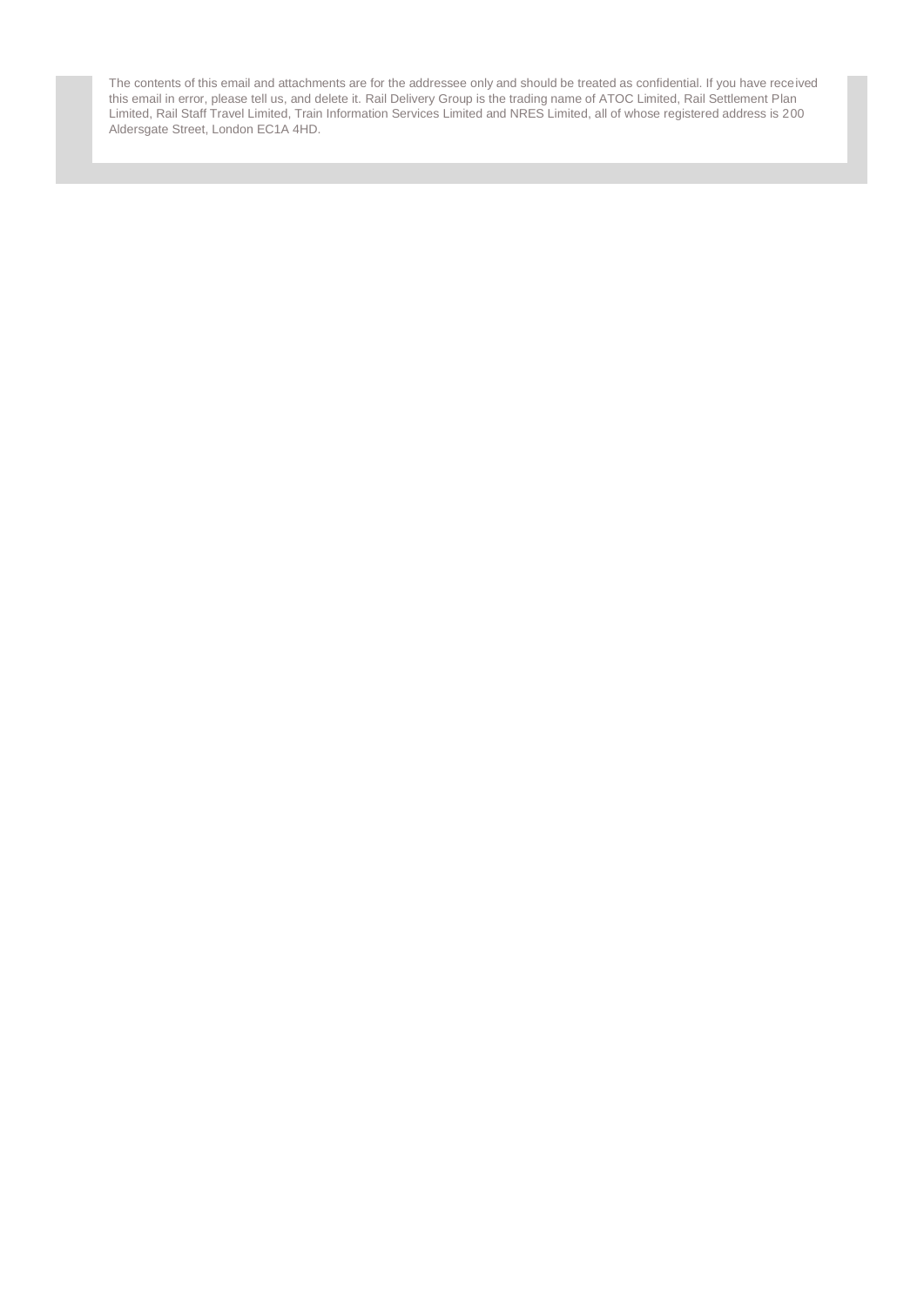The contents of this email and attachments are for the addressee only and should be treated as confidential. If you have received this email in error, please tell us, and delete it. Rail Delivery Group is the trading name of ATOC Limited, Rail Settlement Plan Limited, Rail Staff Travel Limited, Train Information Services Limited and NRES Limited, all of whose registered address is 200 Aldersgate Street, London EC1A 4HD.